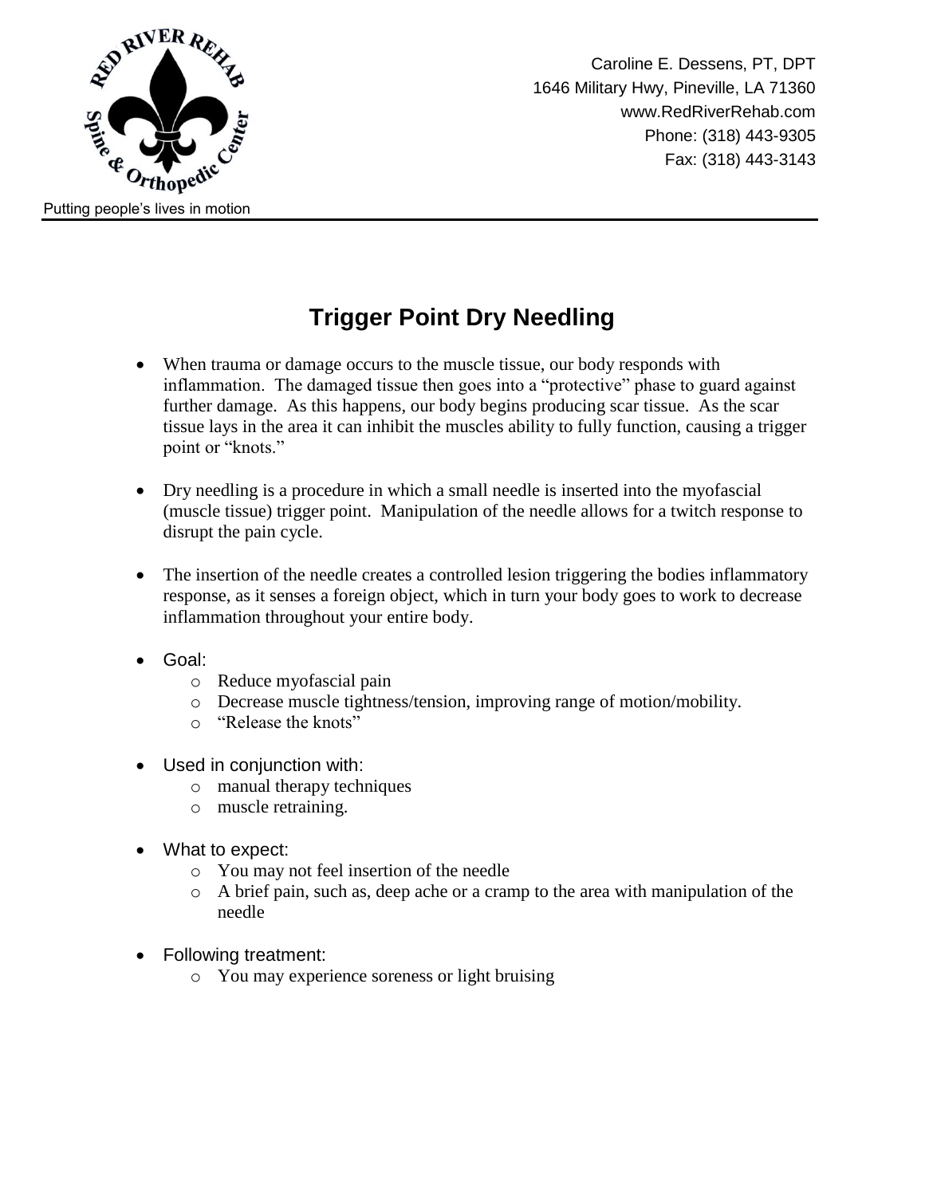Caroline E. Dessens, PT, DPT
1646 Military Hwy, Pineville, LA 71360
www.RedRiverRehab.com
Phone: (318) 443-9305
Fax: (318) 443-3143

Putting people's lives in motion

# Trigger Point Dry Needling

- When trauma or damage occurs to the muscle tissue, our body responds with inflammation. The damaged tissue then goes into a "protective" phase to guard against further damage. As this happens, our body begins producing scar tissue. As the scar tissue lays in the area it can inhibit the muscles ability to fully function, causing a trigger point or "knots."

- Dry needling is a procedure in which a small needle is inserted into the myofascial (muscle tissue) trigger point. Manipulation of the needle allows for a twitch response to disrupt the pain cycle.

- The insertion of the needle creates a controlled lesion triggering the bodies inflammatory response, as it senses a foreign object, which in turn your body goes to work to decrease inflammation throughout your entire body.

- Goal:
  - Reduce myofascial pain
  - Decrease muscle tightness/tension, improving range of motion/mobility.
  - "Release the knots"

- Used in conjunction with:
  - manual therapy techniques
  - muscle retraining.

- What to expect:
  - You may not feel insertion of the needle
  - A brief pain, such as, deep ache or a cramp to the area with manipulation of the needle

- Following treatment:
  - You may experience soreness or light bruising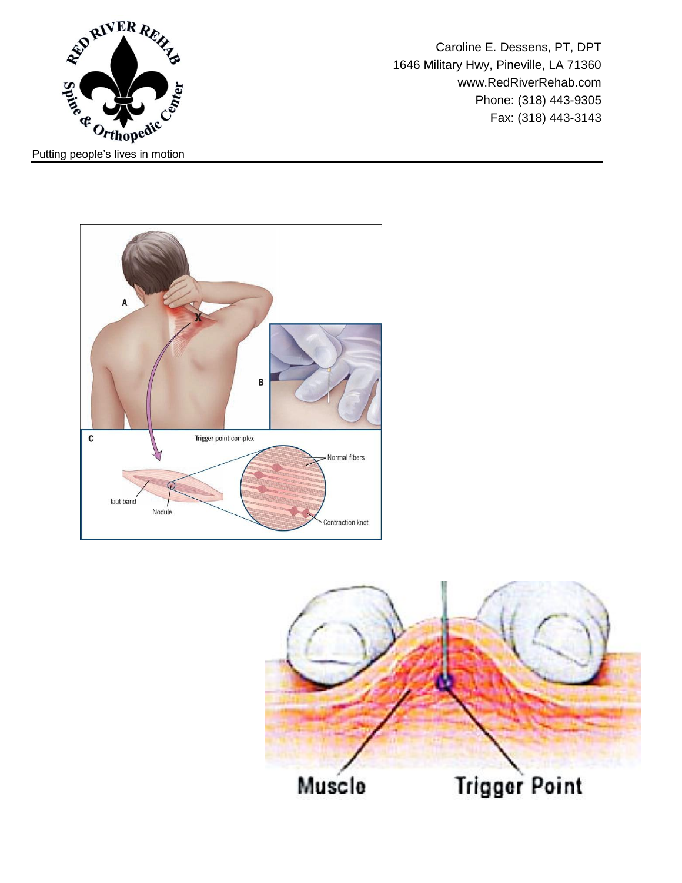Caroline E. Dessens, PT, DPT
1646 Military Hwy, Pineville, LA 71360
www.RedRiverRehab.com
Phone: (318) 443-9305
Fax: (318) 443-3143

Putting people's lives in motion

A

B

C

Trigger point complex

Normal fibers

Taut band

Nodule

Contraction knot

Muscle

Trigger Point